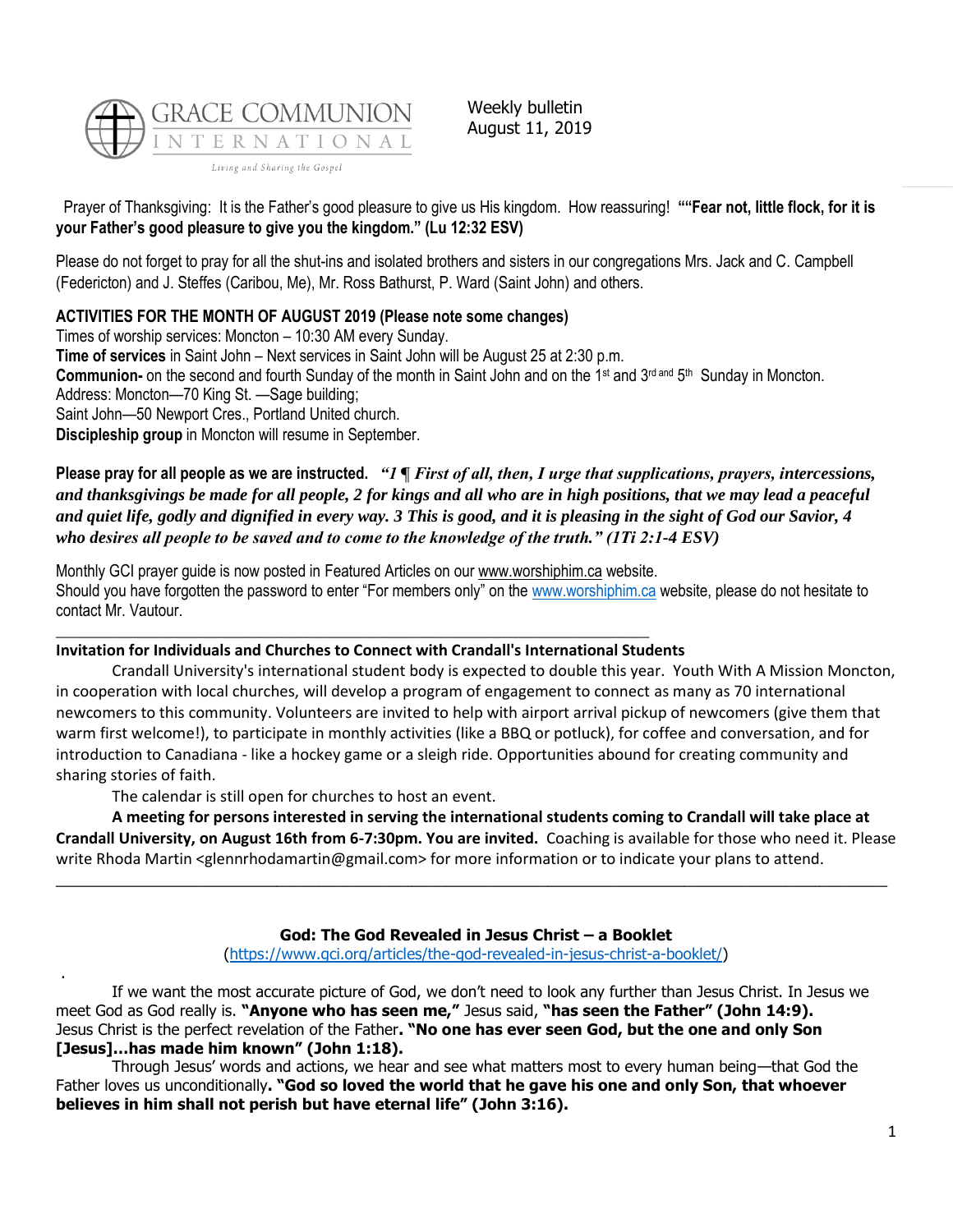GRACE COMMUNION INTERNATIONAL

Living and Sharing the Gospel

Weekly bulletin
August 11, 2019

Prayer of Thanksgiving: It is the Father's good pleasure to give us His kingdom. How reassuring! **""Fear not, little flock, for it is your Father's good pleasure to give you the kingdom." (Lu 12:32 ESV)**

Please do not forget to pray for all the shut-ins and isolated brothers and sisters in our congregations Mrs. Jack and C. Campbell (Federicton) and J. Steffes (Caribou, Me), Mr. Ross Bathurst, P. Ward (Saint John) and others.

**ACTIVITIES FOR THE MONTH OF AUGUST 2019 (Please note some changes)**

Times of worship services: Moncton – 10:30 AM every Sunday.

**Time of services** in Saint John – Next services in Saint John will be August 25 at 2:30 p.m.

**Communion-** on the second and fourth Sunday of the month in Saint John and on the 1st and 3rd and 5th Sunday in Moncton.

Address: Moncton—70 King St. —Sage building;

Saint John—50 Newport Cres., Portland United church.

**Discipleship group** in Moncton will resume in September.

**Please pray for all people as we are instructed.** ***"1 ¶ First of all, then, I urge that supplications, prayers, intercessions, and thanksgivings be made for all people, 2 for kings and all who are in high positions, that we may lead a peaceful and quiet life, godly and dignified in every way. 3 This is good, and it is pleasing in the sight of God our Savior, 4 who desires all people to be saved and to come to the knowledge of the truth." (1Ti 2:1-4 ESV)***

Monthly GCI prayer guide is now posted in Featured Articles on our www.worshiphim.ca website.
Should you have forgotten the password to enter "For members only" on the www.worshiphim.ca website, please do not hesitate to contact Mr. Vautour.

---

**Invitation for Individuals and Churches to Connect with Crandall's International Students**

Crandall University's international student body is expected to double this year. Youth With A Mission Moncton, in cooperation with local churches, will develop a program of engagement to connect as many as 70 international newcomers to this community. Volunteers are invited to help with airport arrival pickup of newcomers (give them that warm first welcome!), to participate in monthly activities (like a BBQ or potluck), for coffee and conversation, and for introduction to Canadiana - like a hockey game or a sleigh ride. Opportunities abound for creating community and sharing stories of faith.

The calendar is still open for churches to host an event.

**A meeting for persons interested in serving the international students coming to Crandall will take place at Crandall University, on August 16th from 6-7:30pm. You are invited.** Coaching is available for those who need it. Please write Rhoda Martin <glennrhodamartin@gmail.com> for more information or to indicate your plans to attend.

---

**God: The God Revealed in Jesus Christ – a Booklet**

(https://www.gci.org/articles/the-god-revealed-in-jesus-christ-a-booklet/)

If we want the most accurate picture of God, we don't need to look any further than Jesus Christ. In Jesus we meet God as God really is. **"Anyone who has seen me,"** Jesus said, **"has seen the Father" (John 14:9).** Jesus Christ is the perfect revelation of the Father**. "No one has ever seen God, but the one and only Son [Jesus]...has made him known" (John 1:18).**

Through Jesus' words and actions, we hear and see what matters most to every human being—that God the Father loves us unconditionally**. "God so loved the world that he gave his one and only Son, that whoever believes in him shall not perish but have eternal life" (John 3:16).**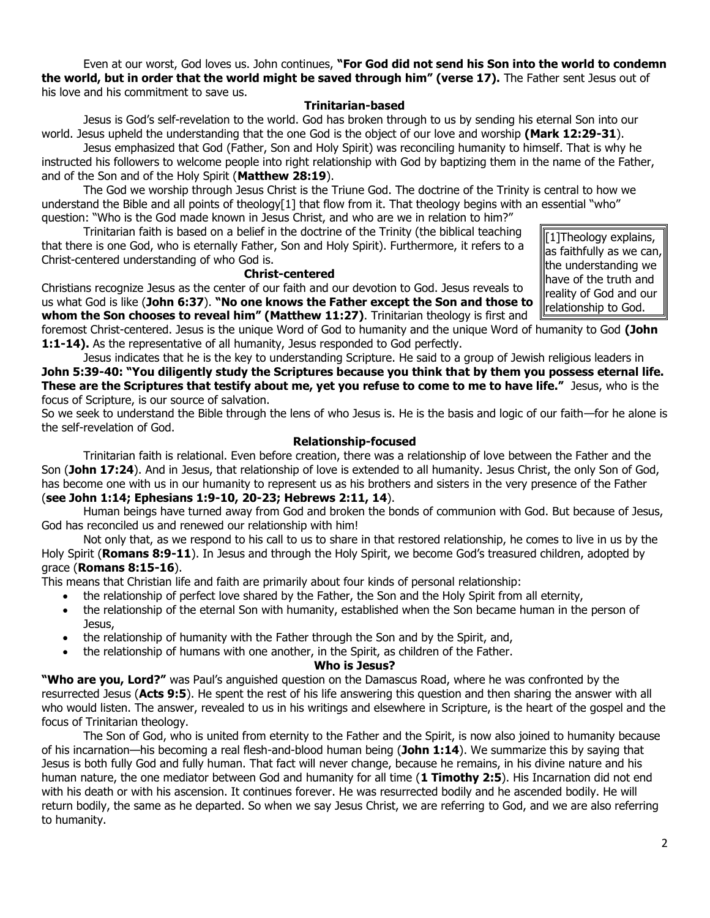Even at our worst, God loves us. John continues, **"For God did not send his Son into the world to condemn the world, but in order that the world might be saved through him" (verse 17).** The Father sent Jesus out of his love and his commitment to save us.

### Trinitarian-based

Jesus is God's self-revelation to the world. God has broken through to us by sending his eternal Son into our world. Jesus upheld the understanding that the one God is the object of our love and worship **(Mark 12:29-31**).

Jesus emphasized that God (Father, Son and Holy Spirit) was reconciling humanity to himself. That is why he instructed his followers to welcome people into right relationship with God by baptizing them in the name of the Father, and of the Son and of the Holy Spirit (**Matthew 28:19**).

The God we worship through Jesus Christ is the Triune God. The doctrine of the Trinity is central to how we understand the Bible and all points of theology[1] that flow from it. That theology begins with an essential "who" question: "Who is the God made known in Jesus Christ, and who are we in relation to him?"

Trinitarian faith is based on a belief in the doctrine of the Trinity (the biblical teaching that there is one God, who is eternally Father, Son and Holy Spirit). Furthermore, it refers to a Christ-centered understanding of who God is.

### Christ-centered

Christians recognize Jesus as the center of our faith and our devotion to God. Jesus reveals to us what God is like (**John 6:37**). **"No one knows the Father except the Son and those to whom the Son chooses to reveal him" (Matthew 11:27)**. Trinitarian theology is first and foremost Christ-centered. Jesus is the unique Word of God to humanity and the unique Word of humanity to God **(John 1:1-14).** As the representative of all humanity, Jesus responded to God perfectly.

Jesus indicates that he is the key to understanding Scripture. He said to a group of Jewish religious leaders in **John 5:39-40: "You diligently study the Scriptures because you think that by them you possess eternal life. These are the Scriptures that testify about me, yet you refuse to come to me to have life."** Jesus, who is the focus of Scripture, is our source of salvation.

So we seek to understand the Bible through the lens of who Jesus is. He is the basis and logic of our faith—for he alone is the self-revelation of God.

### Relationship-focused

Trinitarian faith is relational. Even before creation, there was a relationship of love between the Father and the Son (**John 17:24**). And in Jesus, that relationship of love is extended to all humanity. Jesus Christ, the only Son of God, has become one with us in our humanity to represent us as his brothers and sisters in the very presence of the Father (**see John 1:14; Ephesians 1:9-10, 20-23; Hebrews 2:11, 14**).

Human beings have turned away from God and broken the bonds of communion with God. But because of Jesus, God has reconciled us and renewed our relationship with him!

Not only that, as we respond to his call to us to share in that restored relationship, he comes to live in us by the Holy Spirit (**Romans 8:9-11**). In Jesus and through the Holy Spirit, we become God's treasured children, adopted by grace (**Romans 8:15-16**).

This means that Christian life and faith are primarily about four kinds of personal relationship:

- the relationship of perfect love shared by the Father, the Son and the Holy Spirit from all eternity,
- the relationship of the eternal Son with humanity, established when the Son became human in the person of Jesus,
- the relationship of humanity with the Father through the Son and by the Spirit, and,
- the relationship of humans with one another, in the Spirit, as children of the Father.

### Who is Jesus?

**"Who are you, Lord?"** was Paul's anguished question on the Damascus Road, where he was confronted by the resurrected Jesus (**Acts 9:5**). He spent the rest of his life answering this question and then sharing the answer with all who would listen. The answer, revealed to us in his writings and elsewhere in Scripture, is the heart of the gospel and the focus of Trinitarian theology.

The Son of God, who is united from eternity to the Father and the Spirit, is now also joined to humanity because of his incarnation—his becoming a real flesh-and-blood human being (**John 1:14**). We summarize this by saying that Jesus is both fully God and fully human. That fact will never change, because he remains, in his divine nature and his human nature, the one mediator between God and humanity for all time (**1 Timothy 2:5**). His Incarnation did not end with his death or with his ascension. It continues forever. He was resurrected bodily and he ascended bodily. He will return bodily, the same as he departed. So when we say Jesus Christ, we are referring to God, and we are also referring to humanity.

[1]Theology explains, as faithfully as we can, the understanding we have of the truth and reality of God and our relationship to God.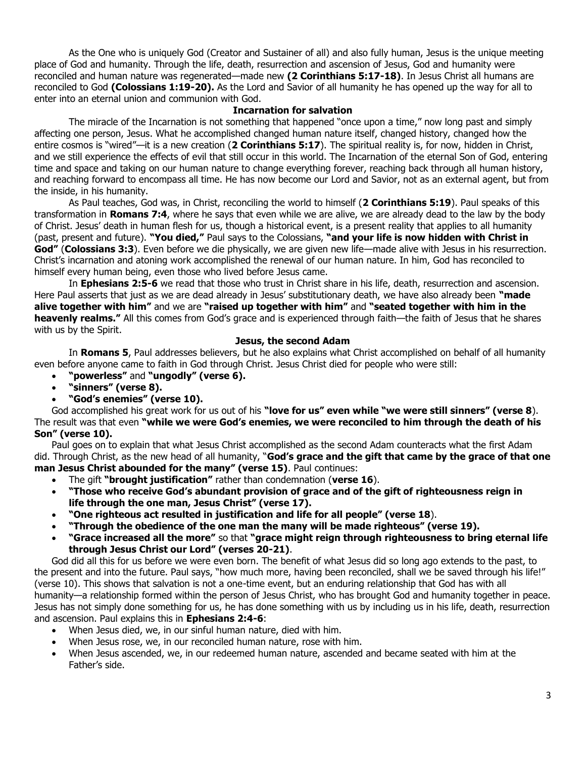As the One who is uniquely God (Creator and Sustainer of all) and also fully human, Jesus is the unique meeting place of God and humanity. Through the life, death, resurrection and ascension of Jesus, God and humanity were reconciled and human nature was regenerated—made new **(2 Corinthians 5:17-18)**. In Jesus Christ all humans are reconciled to God **(Colossians 1:19-20).** As the Lord and Savior of all humanity he has opened up the way for all to enter into an eternal union and communion with God.

### Incarnation for salvation

The miracle of the Incarnation is not something that happened "once upon a time," now long past and simply affecting one person, Jesus. What he accomplished changed human nature itself, changed history, changed how the entire cosmos is "wired"—it is a new creation (**2 Corinthians 5:17**). The spiritual reality is, for now, hidden in Christ, and we still experience the effects of evil that still occur in this world. The Incarnation of the eternal Son of God, entering time and space and taking on our human nature to change everything forever, reaching back through all human history, and reaching forward to encompass all time. He has now become our Lord and Savior, not as an external agent, but from the inside, in his humanity.

As Paul teaches, God was, in Christ, reconciling the world to himself (**2 Corinthians 5:19**). Paul speaks of this transformation in **Romans 7:4**, where he says that even while we are alive, we are already dead to the law by the body of Christ. Jesus' death in human flesh for us, though a historical event, is a present reality that applies to all humanity (past, present and future). **"You died,"** Paul says to the Colossians, **"and your life is now hidden with Christ in God"** (**Colossians 3:3**). Even before we die physically, we are given new life—made alive with Jesus in his resurrection. Christ's incarnation and atoning work accomplished the renewal of our human nature. In him, God has reconciled to himself every human being, even those who lived before Jesus came.

In **Ephesians 2:5-6** we read that those who trust in Christ share in his life, death, resurrection and ascension. Here Paul asserts that just as we are dead already in Jesus' substitutionary death, we have also already been **"made alive together with him"** and we are **"raised up together with him"** and **"seated together with him in the heavenly realms."** All this comes from God's grace and is experienced through faith—the faith of Jesus that he shares with us by the Spirit.

### Jesus, the second Adam

In **Romans 5**, Paul addresses believers, but he also explains what Christ accomplished on behalf of all humanity even before anyone came to faith in God through Christ. Jesus Christ died for people who were still:

- **"powerless"** and **"ungodly" (verse 6).**
- **"sinners" (verse 8).**
- **"God's enemies" (verse 10).**

God accomplished his great work for us out of his **"love for us" even while "we were still sinners" (verse 8**). The result was that even **"while we were God's enemies, we were reconciled to him through the death of his Son" (verse 10).**

Paul goes on to explain that what Jesus Christ accomplished as the second Adam counteracts what the first Adam did. Through Christ, as the new head of all humanity, "**God's grace and the gift that came by the grace of that one man Jesus Christ abounded for the many" (verse 15)**. Paul continues:

- The gift **"brought justification"** rather than condemnation (**verse 16**).
- **"Those who receive God's abundant provision of grace and of the gift of righteousness reign in life through the one man, Jesus Christ" (verse 17).**
- **"One righteous act resulted in justification and life for all people" (verse 18**).
- **"Through the obedience of the one man the many will be made righteous" (verse 19).**
- **"Grace increased all the more"** so that **"grace might reign through righteousness to bring eternal life through Jesus Christ our Lord" (verses 20-21)**.

God did all this for us before we were even born. The benefit of what Jesus did so long ago extends to the past, to the present and into the future. Paul says, "how much more, having been reconciled, shall we be saved through his life!" (verse 10). This shows that salvation is not a one-time event, but an enduring relationship that God has with all humanity—a relationship formed within the person of Jesus Christ, who has brought God and humanity together in peace. Jesus has not simply done something for us, he has done something with us by including us in his life, death, resurrection and ascension. Paul explains this in **Ephesians 2:4-6**:

- When Jesus died, we, in our sinful human nature, died with him.
- When Jesus rose, we, in our reconciled human nature, rose with him.
- When Jesus ascended, we, in our redeemed human nature, ascended and became seated with him at the Father's side.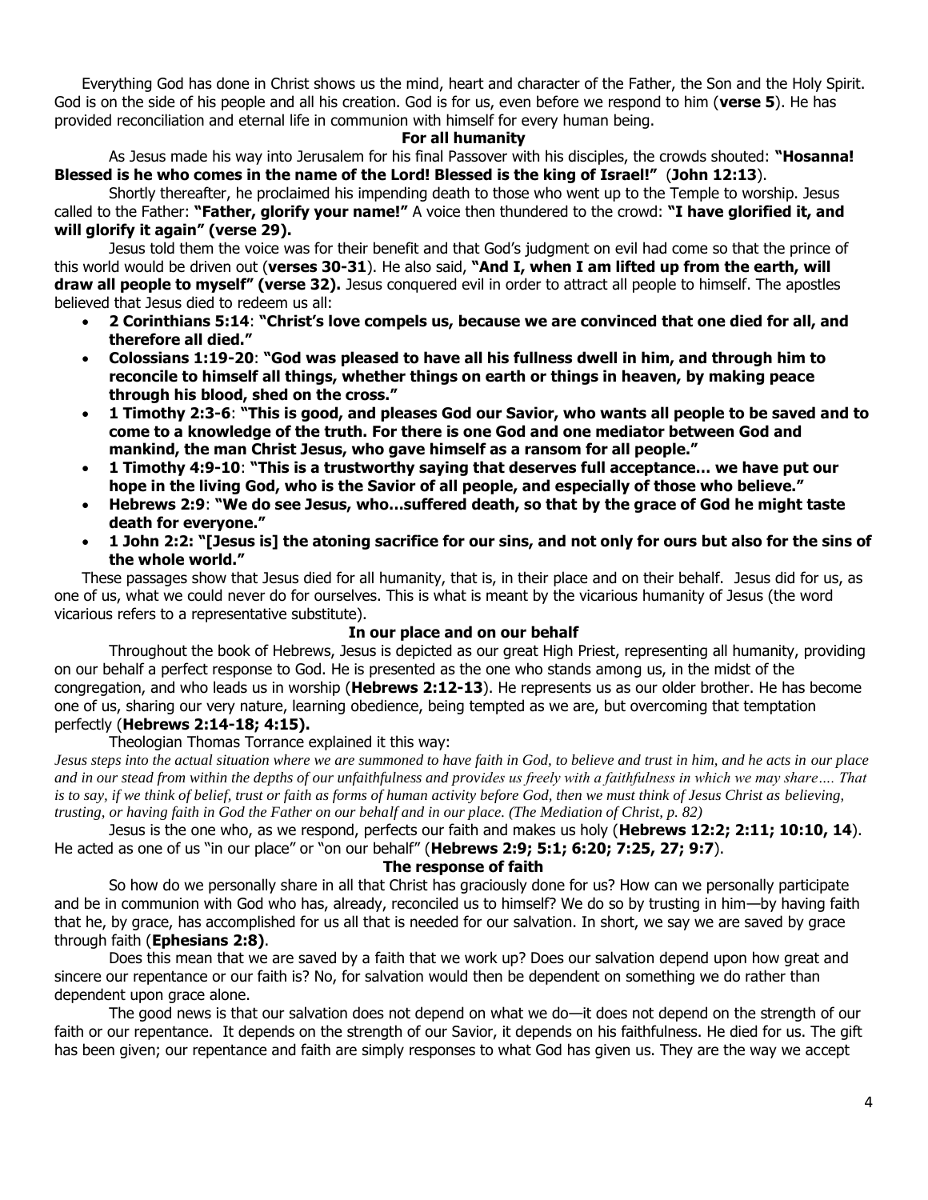Everything God has done in Christ shows us the mind, heart and character of the Father, the Son and the Holy Spirit. God is on the side of his people and all his creation. God is for us, even before we respond to him (**verse 5**). He has provided reconciliation and eternal life in communion with himself for every human being.

## For all humanity

As Jesus made his way into Jerusalem for his final Passover with his disciples, the crowds shouted: **"Hosanna! Blessed is he who comes in the name of the Lord! Blessed is the king of Israel!"** (**John 12:13**).

Shortly thereafter, he proclaimed his impending death to those who went up to the Temple to worship. Jesus called to the Father: **"Father, glorify your name!"** A voice then thundered to the crowd: **"I have glorified it, and will glorify it again" (verse 29).**

Jesus told them the voice was for their benefit and that God's judgment on evil had come so that the prince of this world would be driven out (**verses 30-31**). He also said, **"And I, when I am lifted up from the earth, will draw all people to myself" (verse 32).** Jesus conquered evil in order to attract all people to himself. The apostles believed that Jesus died to redeem us all:

- **2 Corinthians 5:14**: **"Christ's love compels us, because we are convinced that one died for all, and therefore all died."**
- **Colossians 1:19-20**: **"God was pleased to have all his fullness dwell in him, and through him to reconcile to himself all things, whether things on earth or things in heaven, by making peace through his blood, shed on the cross."**
- **1 Timothy 2:3-6**: **"This is good, and pleases God our Savior, who wants all people to be saved and to come to a knowledge of the truth. For there is one God and one mediator between God and mankind, the man Christ Jesus, who gave himself as a ransom for all people."**
- **1 Timothy 4:9-10**: **"This is a trustworthy saying that deserves full acceptance… we have put our hope in the living God, who is the Savior of all people, and especially of those who believe."**
- **Hebrews 2:9**: **"We do see Jesus, who…suffered death, so that by the grace of God he might taste death for everyone."**
- **1 John 2:2: "[Jesus is] the atoning sacrifice for our sins, and not only for ours but also for the sins of the whole world."**

These passages show that Jesus died for all humanity, that is, in their place and on their behalf. Jesus did for us, as one of us, what we could never do for ourselves. This is what is meant by the vicarious humanity of Jesus (the word vicarious refers to a representative substitute).

## In our place and on our behalf

Throughout the book of Hebrews, Jesus is depicted as our great High Priest, representing all humanity, providing on our behalf a perfect response to God. He is presented as the one who stands among us, in the midst of the congregation, and who leads us in worship (**Hebrews 2:12-13**). He represents us as our older brother. He has become one of us, sharing our very nature, learning obedience, being tempted as we are, but overcoming that temptation perfectly (**Hebrews 2:14-18; 4:15).**

Theologian Thomas Torrance explained it this way:

*Jesus steps into the actual situation where we are summoned to have faith in God, to believe and trust in him, and he acts in our place and in our stead from within the depths of our unfaithfulness and provides us freely with a faithfulness in which we may share…. That is to say, if we think of belief, trust or faith as forms of human activity before God, then we must think of Jesus Christ as believing, trusting, or having faith in God the Father on our behalf and in our place. (The Mediation of Christ, p. 82)*

Jesus is the one who, as we respond, perfects our faith and makes us holy (**Hebrews 12:2; 2:11; 10:10, 14**). He acted as one of us "in our place" or "on our behalf" (**Hebrews 2:9; 5:1; 6:20; 7:25, 27; 9:7**).

## The response of faith

So how do we personally share in all that Christ has graciously done for us? How can we personally participate and be in communion with God who has, already, reconciled us to himself? We do so by trusting in him—by having faith that he, by grace, has accomplished for us all that is needed for our salvation. In short, we say we are saved by grace through faith (**Ephesians 2:8)**.

Does this mean that we are saved by a faith that we work up? Does our salvation depend upon how great and sincere our repentance or our faith is? No, for salvation would then be dependent on something we do rather than dependent upon grace alone.

The good news is that our salvation does not depend on what we do—it does not depend on the strength of our faith or our repentance. It depends on the strength of our Savior, it depends on his faithfulness. He died for us. The gift has been given; our repentance and faith are simply responses to what God has given us. They are the way we accept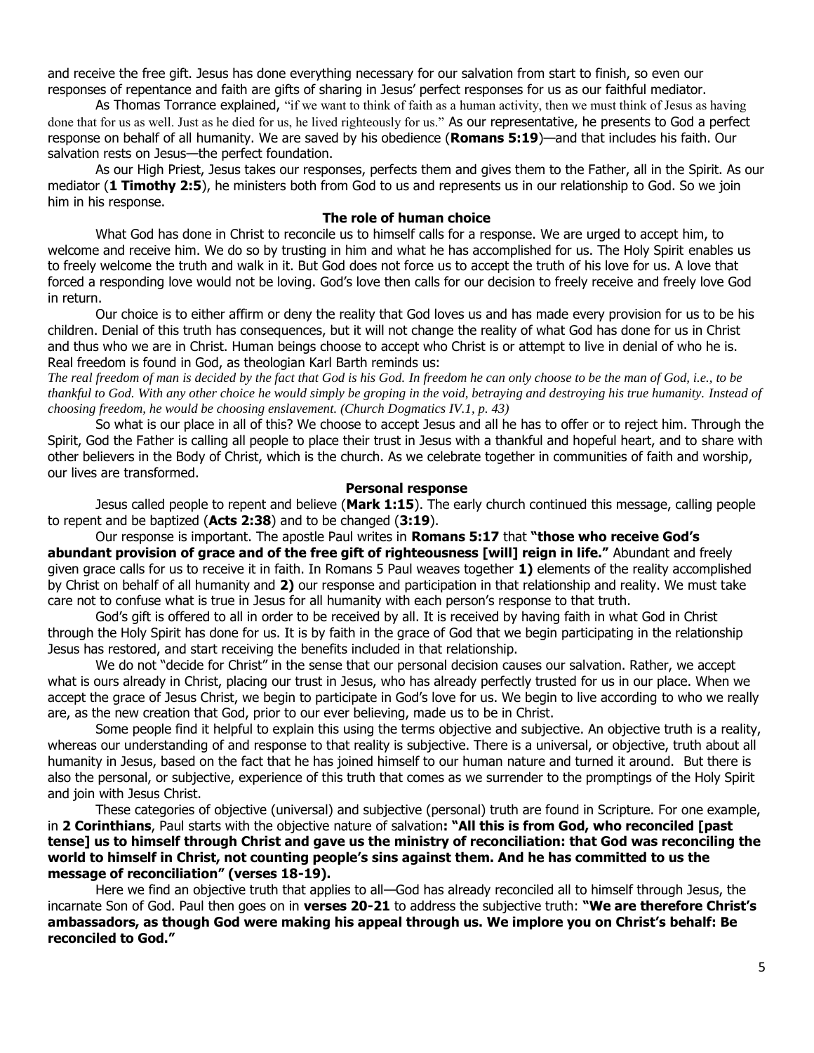and receive the free gift. Jesus has done everything necessary for our salvation from start to finish, so even our responses of repentance and faith are gifts of sharing in Jesus' perfect responses for us as our faithful mediator.

As Thomas Torrance explained, "if we want to think of faith as a human activity, then we must think of Jesus as having done that for us as well. Just as he died for us, he lived righteously for us." As our representative, he presents to God a perfect response on behalf of all humanity. We are saved by his obedience (**Romans 5:19**)—and that includes his faith. Our salvation rests on Jesus—the perfect foundation.

As our High Priest, Jesus takes our responses, perfects them and gives them to the Father, all in the Spirit. As our mediator (**1 Timothy 2:5**), he ministers both from God to us and represents us in our relationship to God. So we join him in his response.

**The role of human choice**

What God has done in Christ to reconcile us to himself calls for a response. We are urged to accept him, to welcome and receive him. We do so by trusting in him and what he has accomplished for us. The Holy Spirit enables us to freely welcome the truth and walk in it. But God does not force us to accept the truth of his love for us. A love that forced a responding love would not be loving. God's love then calls for our decision to freely receive and freely love God in return.

Our choice is to either affirm or deny the reality that God loves us and has made every provision for us to be his children. Denial of this truth has consequences, but it will not change the reality of what God has done for us in Christ and thus who we are in Christ. Human beings choose to accept who Christ is or attempt to live in denial of who he is. Real freedom is found in God, as theologian Karl Barth reminds us:

*The real freedom of man is decided by the fact that God is his God. In freedom he can only choose to be the man of God, i.e., to be thankful to God. With any other choice he would simply be groping in the void, betraying and destroying his true humanity. Instead of choosing freedom, he would be choosing enslavement. (Church Dogmatics IV.1, p. 43)*

So what is our place in all of this? We choose to accept Jesus and all he has to offer or to reject him. Through the Spirit, God the Father is calling all people to place their trust in Jesus with a thankful and hopeful heart, and to share with other believers in the Body of Christ, which is the church. As we celebrate together in communities of faith and worship, our lives are transformed.

**Personal response**

Jesus called people to repent and believe (**Mark 1:15**). The early church continued this message, calling people to repent and be baptized (**Acts 2:38**) and to be changed (**3:19**).

Our response is important. The apostle Paul writes in **Romans 5:17** that **"those who receive God's abundant provision of grace and of the free gift of righteousness [will] reign in life."** Abundant and freely given grace calls for us to receive it in faith. In Romans 5 Paul weaves together **1)** elements of the reality accomplished by Christ on behalf of all humanity and **2)** our response and participation in that relationship and reality. We must take care not to confuse what is true in Jesus for all humanity with each person's response to that truth.

God's gift is offered to all in order to be received by all. It is received by having faith in what God in Christ through the Holy Spirit has done for us. It is by faith in the grace of God that we begin participating in the relationship Jesus has restored, and start receiving the benefits included in that relationship.

We do not "decide for Christ" in the sense that our personal decision causes our salvation. Rather, we accept what is ours already in Christ, placing our trust in Jesus, who has already perfectly trusted for us in our place. When we accept the grace of Jesus Christ, we begin to participate in God's love for us. We begin to live according to who we really are, as the new creation that God, prior to our ever believing, made us to be in Christ.

Some people find it helpful to explain this using the terms objective and subjective. An objective truth is a reality, whereas our understanding of and response to that reality is subjective. There is a universal, or objective, truth about all humanity in Jesus, based on the fact that he has joined himself to our human nature and turned it around. But there is also the personal, or subjective, experience of this truth that comes as we surrender to the promptings of the Holy Spirit and join with Jesus Christ.

These categories of objective (universal) and subjective (personal) truth are found in Scripture. For one example, in **2 Corinthians**, Paul starts with the objective nature of salvation**: "All this is from God, who reconciled [past tense] us to himself through Christ and gave us the ministry of reconciliation: that God was reconciling the world to himself in Christ, not counting people's sins against them. And he has committed to us the message of reconciliation" (verses 18-19).**

Here we find an objective truth that applies to all—God has already reconciled all to himself through Jesus, the incarnate Son of God. Paul then goes on in **verses 20-21** to address the subjective truth: **"We are therefore Christ's ambassadors, as though God were making his appeal through us. We implore you on Christ's behalf: Be reconciled to God."**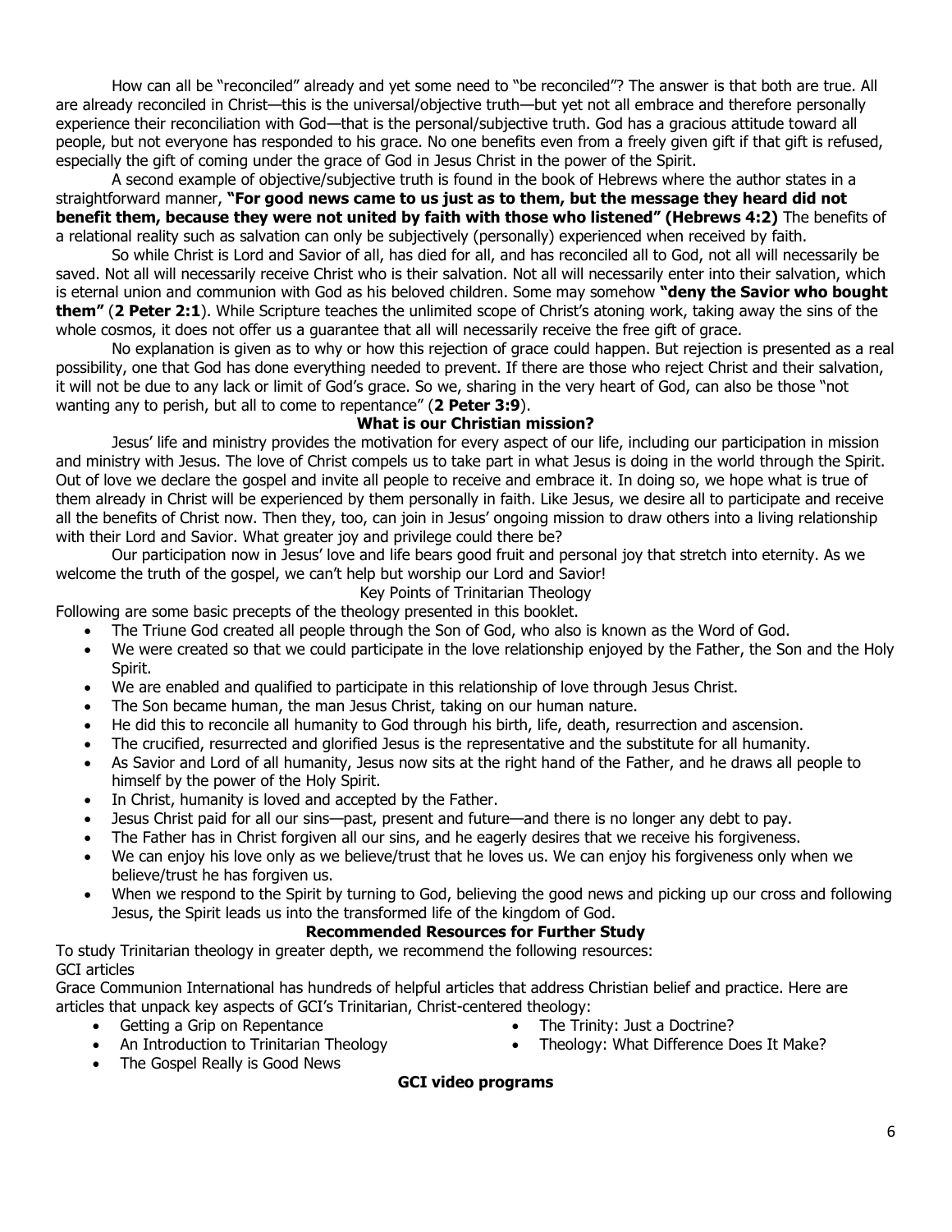How can all be "reconciled" already and yet some need to "be reconciled"? The answer is that both are true. All are already reconciled in Christ—this is the universal/objective truth—but yet not all embrace and therefore personally experience their reconciliation with God—that is the personal/subjective truth. God has a gracious attitude toward all people, but not everyone has responded to his grace. No one benefits even from a freely given gift if that gift is refused, especially the gift of coming under the grace of God in Jesus Christ in the power of the Spirit.

A second example of objective/subjective truth is found in the book of Hebrews where the author states in a straightforward manner, **"For good news came to us just as to them, but the message they heard did not benefit them, because they were not united by faith with those who listened" (Hebrews 4:2)** The benefits of a relational reality such as salvation can only be subjectively (personally) experienced when received by faith.

So while Christ is Lord and Savior of all, has died for all, and has reconciled all to God, not all will necessarily be saved. Not all will necessarily receive Christ who is their salvation. Not all will necessarily enter into their salvation, which is eternal union and communion with God as his beloved children. Some may somehow **"deny the Savior who bought them"** (**2 Peter 2:1**). While Scripture teaches the unlimited scope of Christ's atoning work, taking away the sins of the whole cosmos, it does not offer us a guarantee that all will necessarily receive the free gift of grace.

No explanation is given as to why or how this rejection of grace could happen. But rejection is presented as a real possibility, one that God has done everything needed to prevent. If there are those who reject Christ and their salvation, it will not be due to any lack or limit of God's grace. So we, sharing in the very heart of God, can also be those "not wanting any to perish, but all to come to repentance" (**2 Peter 3:9**).

## What is our Christian mission?

Jesus' life and ministry provides the motivation for every aspect of our life, including our participation in mission and ministry with Jesus. The love of Christ compels us to take part in what Jesus is doing in the world through the Spirit. Out of love we declare the gospel and invite all people to receive and embrace it. In doing so, we hope what is true of them already in Christ will be experienced by them personally in faith. Like Jesus, we desire all to participate and receive all the benefits of Christ now. Then they, too, can join in Jesus' ongoing mission to draw others into a living relationship with their Lord and Savior. What greater joy and privilege could there be?

Our participation now in Jesus' love and life bears good fruit and personal joy that stretch into eternity. As we welcome the truth of the gospel, we can't help but worship our Lord and Savior!

## Key Points of Trinitarian Theology

Following are some basic precepts of the theology presented in this booklet.

- The Triune God created all people through the Son of God, who also is known as the Word of God.
- We were created so that we could participate in the love relationship enjoyed by the Father, the Son and the Holy Spirit.
- We are enabled and qualified to participate in this relationship of love through Jesus Christ.
- The Son became human, the man Jesus Christ, taking on our human nature.
- He did this to reconcile all humanity to God through his birth, life, death, resurrection and ascension.
- The crucified, resurrected and glorified Jesus is the representative and the substitute for all humanity.
- As Savior and Lord of all humanity, Jesus now sits at the right hand of the Father, and he draws all people to himself by the power of the Holy Spirit.
- In Christ, humanity is loved and accepted by the Father.
- Jesus Christ paid for all our sins—past, present and future—and there is no longer any debt to pay.
- The Father has in Christ forgiven all our sins, and he eagerly desires that we receive his forgiveness.
- We can enjoy his love only as we believe/trust that he loves us. We can enjoy his forgiveness only when we believe/trust he has forgiven us.
- When we respond to the Spirit by turning to God, believing the good news and picking up our cross and following Jesus, the Spirit leads us into the transformed life of the kingdom of God.

## Recommended Resources for Further Study

To study Trinitarian theology in greater depth, we recommend the following resources:

GCI articles

Grace Communion International has hundreds of helpful articles that address Christian belief and practice. Here are articles that unpack key aspects of GCI's Trinitarian, Christ-centered theology:

- Getting a Grip on Repentance
- An Introduction to Trinitarian Theology
- The Gospel Really is Good News
- The Trinity: Just a Doctrine?
- Theology: What Difference Does It Make?

### GCI video programs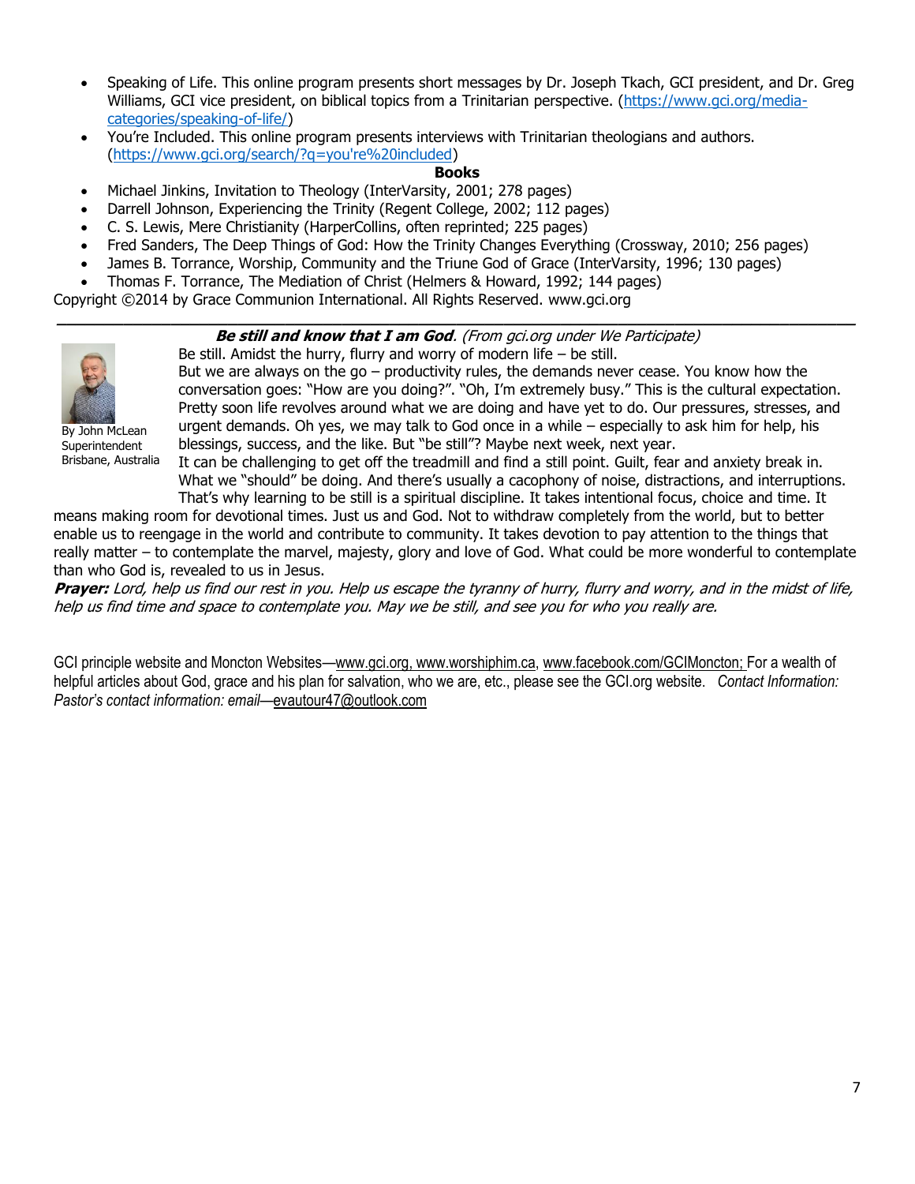- Speaking of Life. This online program presents short messages by Dr. Joseph Tkach, GCI president, and Dr. Greg Williams, GCI vice president, on biblical topics from a Trinitarian perspective. (https://www.gci.org/media-categories/speaking-of-life/)
- You're Included. This online program presents interviews with Trinitarian theologians and authors. (https://www.gci.org/search/?q=you're%20included)

**Books**

- Michael Jinkins, Invitation to Theology (InterVarsity, 2001; 278 pages)
- Darrell Johnson, Experiencing the Trinity (Regent College, 2002; 112 pages)
- C. S. Lewis, Mere Christianity (HarperCollins, often reprinted; 225 pages)
- Fred Sanders, The Deep Things of God: How the Trinity Changes Everything (Crossway, 2010; 256 pages)
- James B. Torrance, Worship, Community and the Triune God of Grace (InterVarsity, 1996; 130 pages)
- Thomas F. Torrance, The Mediation of Christ (Helmers & Howard, 1992; 144 pages)

Copyright ©2014 by Grace Communion International. All Rights Reserved. www.gci.org

---

***Be still and know that I am God****. (From gci.org under We Participate)*

By John McLean
Superintendent
Brisbane, Australia

Be still. Amidst the hurry, flurry and worry of modern life – be still.

But we are always on the go – productivity rules, the demands never cease. You know how the conversation goes: "How are you doing?". "Oh, I'm extremely busy." This is the cultural expectation. Pretty soon life revolves around what we are doing and have yet to do. Our pressures, stresses, and urgent demands. Oh yes, we may talk to God once in a while – especially to ask him for help, his blessings, success, and the like. But "be still"? Maybe next week, next year.

It can be challenging to get off the treadmill and find a still point. Guilt, fear and anxiety break in. What we "should" be doing. And there's usually a cacophony of noise, distractions, and interruptions. That's why learning to be still is a spiritual discipline. It takes intentional focus, choice and time. It means making room for devotional times. Just us and God. Not to withdraw completely from the world, but to better enable us to reengage in the world and contribute to community. It takes devotion to pay attention to the things that really matter – to contemplate the marvel, majesty, glory and love of God. What could be more wonderful to contemplate than who God is, revealed to us in Jesus.

***Prayer:*** *Lord, help us find our rest in you. Help us escape the tyranny of hurry, flurry and worry, and in the midst of life, help us find time and space to contemplate you. May we be still, and see you for who you really are.*

GCI principle website and Moncton Websites—www.gci.org, www.worshiphim.ca, www.facebook.com/GCIMoncton; For a wealth of helpful articles about God, grace and his plan for salvation, who we are, etc., please see the GCI.org website. *Contact Information: Pastor's contact information: email—*evautour47@outlook.com